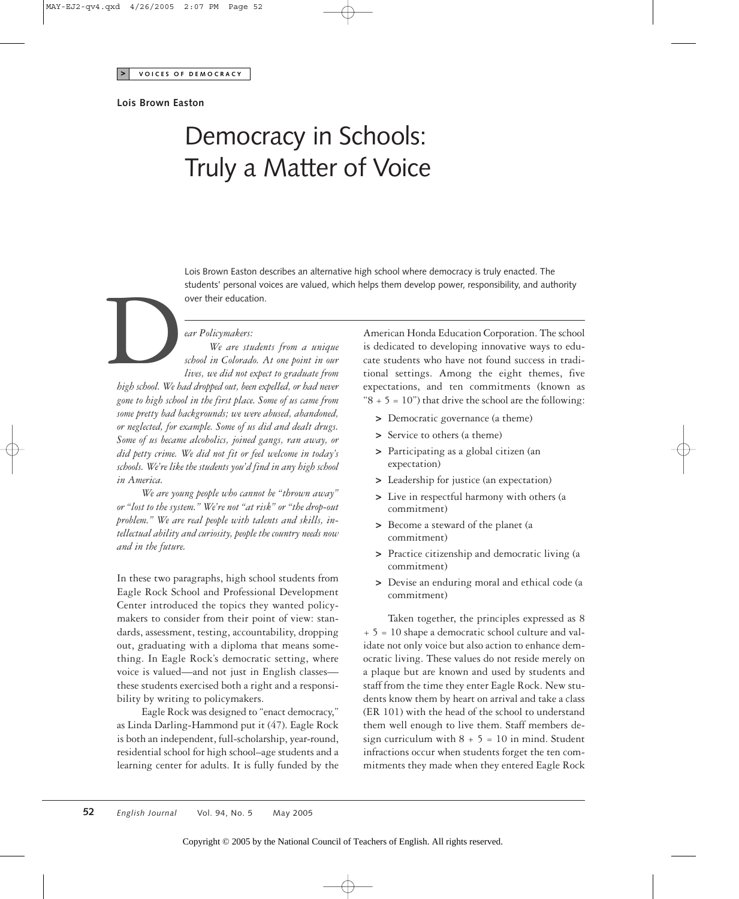VOICES OF DEMOCRACY

**Lois Brown Easton**

# Democracy in Schools: Truly a Matter of Voice

Lois Brown Easton describes an alternative high school where democracy is truly enacted. The students' personal voices are valued, which helps them develop power, responsibility, and authority over their education.

*Dear Policymakers:*

*We are students from a unique school in Colorado. At one point in our lives, we did not expect to graduate from high school. We had dropped out, been expelled, or had never gone to high school in the first place. Some of us came from some pretty bad backgrounds; we were abused, abandoned, or neglected, for example. Some of us did and dealt drugs. Some of us became alcoholics, joined gangs, ran away, or did petty crime. We did not fit or feel welcome in today's schools. We're like the students you'd find in any high school in America.*

*We are young people who cannot be "thrown away" or "lost to the system." We're not "at risk" or "the drop-out problem." We are real people with talents and skills, intellectual ability and curiosity, people the country needs now and in the future.*

In these two paragraphs, high school students from Eagle Rock School and Professional Development Center introduced the topics they wanted policymakers to consider from their point of view: standards, assessment, testing, accountability, dropping out, graduating with a diploma that means something. In Eagle Rock's democratic setting, where voice is valued—and not just in English classes—these students exercised both a right and a responsibility by writing to policymakers.

Eagle Rock was designed to "enact democracy," as Linda Darling-Hammond put it (47). Eagle Rock is both an independent, full-scholarship, year-round, residential school for high school–age students and a learning center for adults. It is fully funded by the American Honda Education Corporation. The school is dedicated to developing innovative ways to educate students who have not found success in traditional settings. Among the eight themes, five expectations, and ten commitments (known as "8 + 5 = 10") that drive the school are the following:

- Democratic governance (a theme)
- Service to others (a theme)
- Participating as a global citizen (an expectation)
- Leadership for justice (an expectation)
- Live in respectful harmony with others (a commitment)
- Become a steward of the planet (a commitment)
- Practice citizenship and democratic living (a commitment)
- Devise an enduring moral and ethical code (a commitment)

Taken together, the principles expressed as 8 + 5 = 10 shape a democratic school culture and validate not only voice but also action to enhance democratic living. These values do not reside merely on a plaque but are known and used by students and staff from the time they enter Eagle Rock. New students know them by heart on arrival and take a class (ER 101) with the head of the school to understand them well enough to live them. Staff members design curriculum with 8 + 5 = 10 in mind. Student infractions occur when students forget the ten commitments they made when they entered Eagle Rock

Copyright © 2005 by the National Council of Teachers of English. All rights reserved.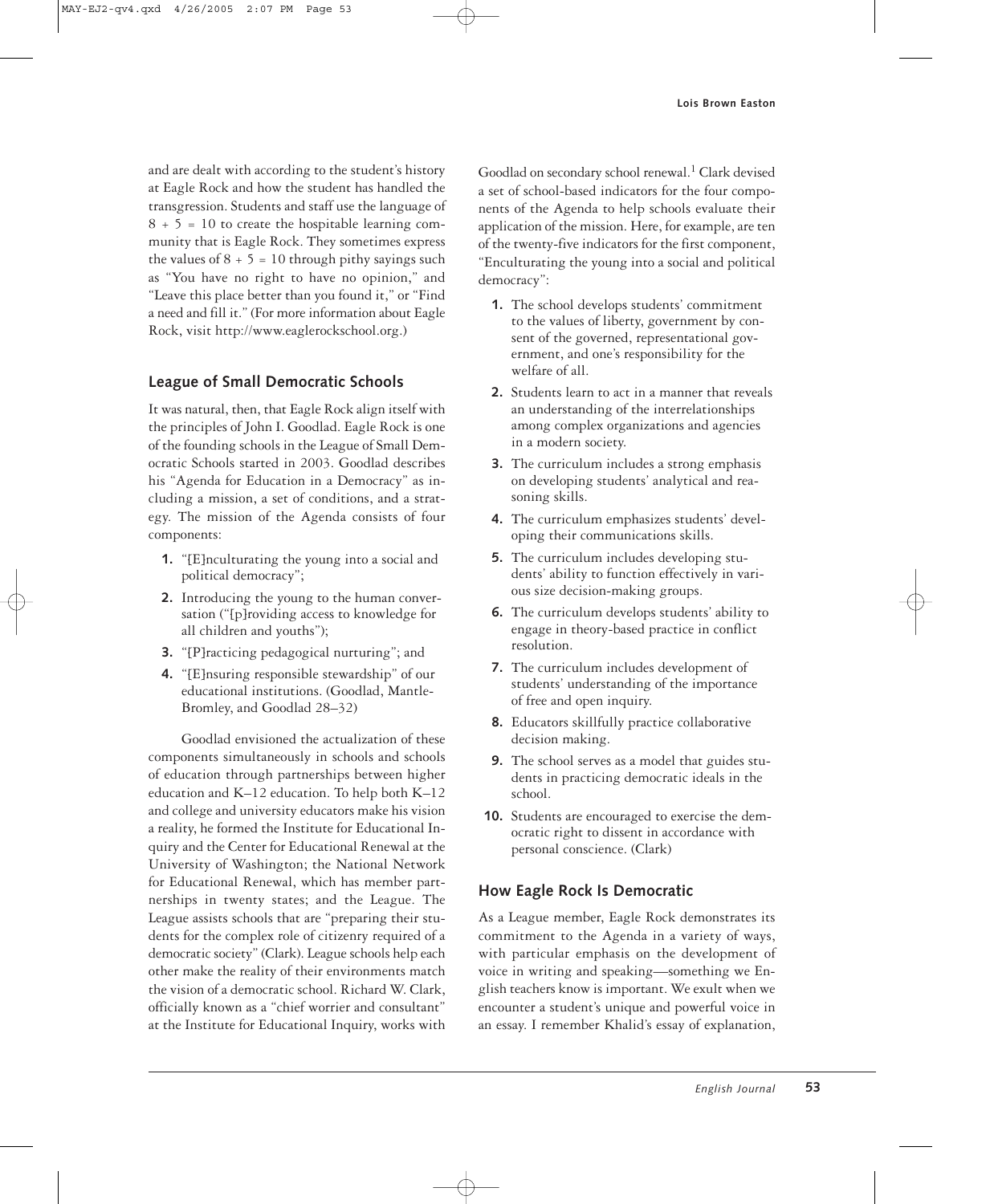and are dealt with according to the student's history at Eagle Rock and how the student has handled the transgression. Students and staff use the language of 8 + 5 = 10 to create the hospitable learning community that is Eagle Rock. They sometimes express the values of 8 + 5 = 10 through pithy sayings such as "You have no right to have no opinion," and "Leave this place better than you found it," or "Find a need and fill it." (For more information about Eagle Rock, visit http://www.eaglerockschool.org.)

## League of Small Democratic Schools

It was natural, then, that Eagle Rock align itself with the principles of John I. Goodlad. Eagle Rock is one of the founding schools in the League of Small Democratic Schools started in 2003. Goodlad describes his "Agenda for Education in a Democracy" as including a mission, a set of conditions, and a strategy. The mission of the Agenda consists of four components:

1. "[E]nculturating the young into a social and political democracy";
2. Introducing the young to the human conversation ("[p]roviding access to knowledge for all children and youths");
3. "[P]racticing pedagogical nurturing"; and
4. "[E]nsuring responsible stewardship" of our educational institutions. (Goodlad, Mantle-Bromley, and Goodlad 28–32)

Goodlad envisioned the actualization of these components simultaneously in schools and schools of education through partnerships between higher education and K–12 education. To help both K–12 and college and university educators make his vision a reality, he formed the Institute for Educational Inquiry and the Center for Educational Renewal at the University of Washington; the National Network for Educational Renewal, which has member partnerships in twenty states; and the League. The League assists schools that are "preparing their students for the complex role of citizenry required of a democratic society" (Clark). League schools help each other make the reality of their environments match the vision of a democratic school. Richard W. Clark, officially known as a "chief worrier and consultant" at the Institute for Educational Inquiry, works with Goodlad on secondary school renewal.[1] Clark devised a set of school-based indicators for the four components of the Agenda to help schools evaluate their application of the mission. Here, for example, are ten of the twenty-five indicators for the first component, "Enculturating the young into a social and political democracy":

1. The school develops students' commitment to the values of liberty, government by consent of the governed, representational government, and one's responsibility for the welfare of all.
2. Students learn to act in a manner that reveals an understanding of the interrelationships among complex organizations and agencies in a modern society.
3. The curriculum includes a strong emphasis on developing students' analytical and reasoning skills.
4. The curriculum emphasizes students' developing their communications skills.
5. The curriculum includes developing students' ability to function effectively in various size decision-making groups.
6. The curriculum develops students' ability to engage in theory-based practice in conflict resolution.
7. The curriculum includes development of students' understanding of the importance of free and open inquiry.
8. Educators skillfully practice collaborative decision making.
9. The school serves as a model that guides students in practicing democratic ideals in the school.
10. Students are encouraged to exercise the democratic right to dissent in accordance with personal conscience. (Clark)

## How Eagle Rock Is Democratic

As a League member, Eagle Rock demonstrates its commitment to the Agenda in a variety of ways, with particular emphasis on the development of voice in writing and speaking—something we English teachers know is important. We exult when we encounter a student's unique and powerful voice in an essay. I remember Khalid's essay of explanation,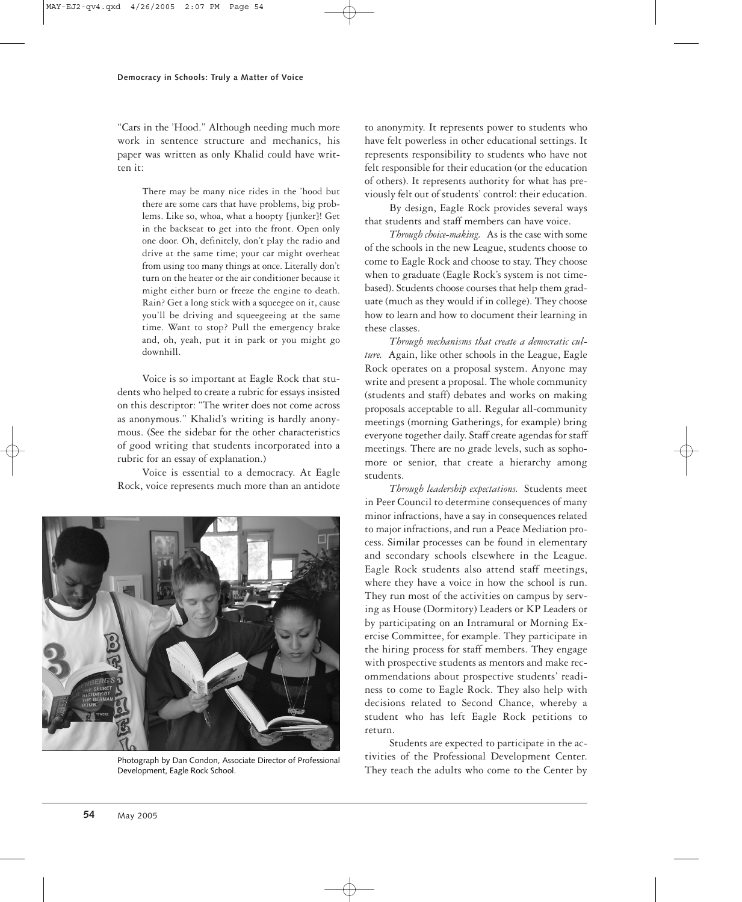"Cars in the 'Hood." Although needing much more work in sentence structure and mechanics, his paper was written as only Khalid could have written it:

> There may be many nice rides in the 'hood but there are some cars that have problems, big problems. Like so, whoa, what a hoopty [junker]! Get in the backseat to get into the front. Open only one door. Oh, definitely, don't play the radio and drive at the same time; your car might overheat from using too many things at once. Literally don't turn on the heater or the air conditioner because it might either burn or freeze the engine to death. Rain? Get a long stick with a squeegee on it, cause you'll be driving and squeegeeing at the same time. Want to stop? Pull the emergency brake and, oh, yeah, put it in park or you might go downhill.

Voice is so important at Eagle Rock that students who helped to create a rubric for essays insisted on this descriptor: "The writer does not come across as anonymous." Khalid's writing is hardly anonymous. (See the sidebar for the other characteristics of good writing that students incorporated into a rubric for an essay of explanation.)

Voice is essential to a democracy. At Eagle Rock, voice represents much more than an antidote to anonymity. It represents power to students who have felt powerless in other educational settings. It represents responsibility to students who have not felt responsible for their education (or the education of others). It represents authority for what has previously felt out of students' control: their education.

Photograph by Dan Condon, Associate Director of Professional Development, Eagle Rock School.

By design, Eagle Rock provides several ways that students and staff members can have voice.

*Through choice-making.* As is the case with some of the schools in the new League, students choose to come to Eagle Rock and choose to stay. They choose when to graduate (Eagle Rock's system is not time-based). Students choose courses that help them graduate (much as they would if in college). They choose how to learn and how to document their learning in these classes.

*Through mechanisms that create a democratic culture.* Again, like other schools in the League, Eagle Rock operates on a proposal system. Anyone may write and present a proposal. The whole community (students and staff) debates and works on making proposals acceptable to all. Regular all-community meetings (morning Gatherings, for example) bring everyone together daily. Staff create agendas for staff meetings. There are no grade levels, such as sophomore or senior, that create a hierarchy among students.

*Through leadership expectations.* Students meet in Peer Council to determine consequences of many minor infractions, have a say in consequences related to major infractions, and run a Peace Mediation process. Similar processes can be found in elementary and secondary schools elsewhere in the League. Eagle Rock students also attend staff meetings, where they have a voice in how the school is run. They run most of the activities on campus by serving as House (Dormitory) Leaders or KP Leaders or by participating on an Intramural or Morning Exercise Committee, for example. They participate in the hiring process for staff members. They engage with prospective students as mentors and make recommendations about prospective students' readiness to come to Eagle Rock. They also help with decisions related to Second Chance, whereby a student who has left Eagle Rock petitions to return.

Students are expected to participate in the activities of the Professional Development Center. They teach the adults who come to the Center by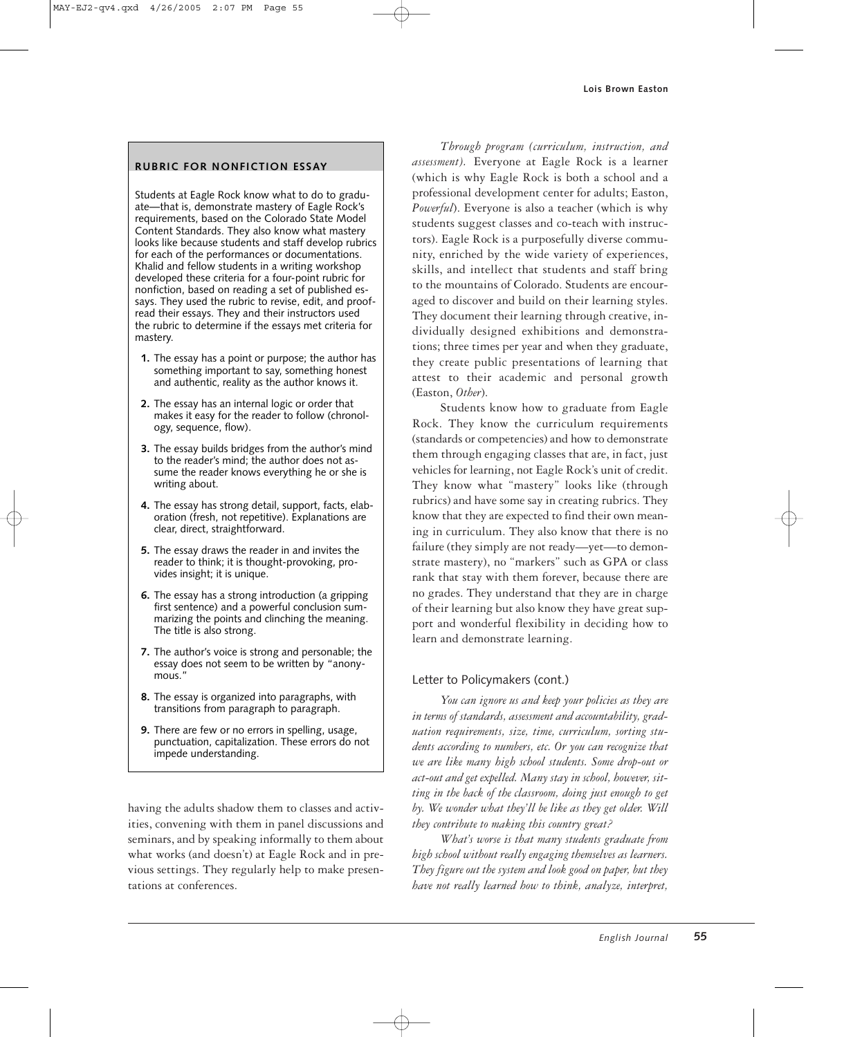### RUBRIC FOR NONFICTION ESSAY

Students at Eagle Rock know what to do to graduate—that is, demonstrate mastery of Eagle Rock's requirements, based on the Colorado State Model Content Standards. They also know what mastery looks like because students and staff develop rubrics for each of the performances or documentations. Khalid and fellow students in a writing workshop developed these criteria for a four-point rubric for nonfiction, based on reading a set of published essays. They used the rubric to revise, edit, and proofread their essays. They and their instructors used the rubric to determine if the essays met criteria for mastery.

1. The essay has a point or purpose; the author has something important to say, something honest and authentic, reality as the author knows it.
2. The essay has an internal logic or order that makes it easy for the reader to follow (chronology, sequence, flow).
3. The essay builds bridges from the author's mind to the reader's mind; the author does not assume the reader knows everything he or she is writing about.
4. The essay has strong detail, support, facts, elaboration (fresh, not repetitive). Explanations are clear, direct, straightforward.
5. The essay draws the reader in and invites the reader to think; it is thought-provoking, provides insight; it is unique.
6. The essay has a strong introduction (a gripping first sentence) and a powerful conclusion summarizing the points and clinching the meaning. The title is also strong.
7. The author's voice is strong and personable; the essay does not seem to be written by "anonymous."
8. The essay is organized into paragraphs, with transitions from paragraph to paragraph.
9. There are few or no errors in spelling, usage, punctuation, capitalization. These errors do not impede understanding.

having the adults shadow them to classes and activities, convening with them in panel discussions and seminars, and by speaking informally to them about what works (and doesn't) at Eagle Rock and in previous settings. They regularly help to make presentations at conferences.

*Through program (curriculum, instruction, and assessment).* Everyone at Eagle Rock is a learner (which is why Eagle Rock is both a school and a professional development center for adults; Easton, *Powerful*). Everyone is also a teacher (which is why students suggest classes and co-teach with instructors). Eagle Rock is a purposefully diverse community, enriched by the wide variety of experiences, skills, and intellect that students and staff bring to the mountains of Colorado. Students are encouraged to discover and build on their learning styles. They document their learning through creative, individually designed exhibitions and demonstrations; three times per year and when they graduate, they create public presentations of learning that attest to their academic and personal growth (Easton, *Other*).

Students know how to graduate from Eagle Rock. They know the curriculum requirements (standards or competencies) and how to demonstrate them through engaging classes that are, in fact, just vehicles for learning, not Eagle Rock's unit of credit. They know what "mastery" looks like (through rubrics) and have some say in creating rubrics. They know that they are expected to find their own meaning in curriculum. They also know that there is no failure (they simply are not ready—yet—to demonstrate mastery), no "markers" such as GPA or class rank that stay with them forever, because there are no grades. They understand that they are in charge of their learning but also know they have great support and wonderful flexibility in deciding how to learn and demonstrate learning.

### Letter to Policymakers (cont.)

*You can ignore us and keep your policies as they are in terms of standards, assessment and accountability, graduation requirements, size, time, curriculum, sorting students according to numbers, etc. Or you can recognize that we are like many high school students. Some drop-out or act-out and get expelled. Many stay in school, however, sitting in the back of the classroom, doing just enough to get by. We wonder what they'll be like as they get older. Will they contribute to making this country great?*

*What's worse is that many students graduate from high school without really engaging themselves as learners. They figure out the system and look good on paper, but they have not really learned how to think, analyze, interpret,*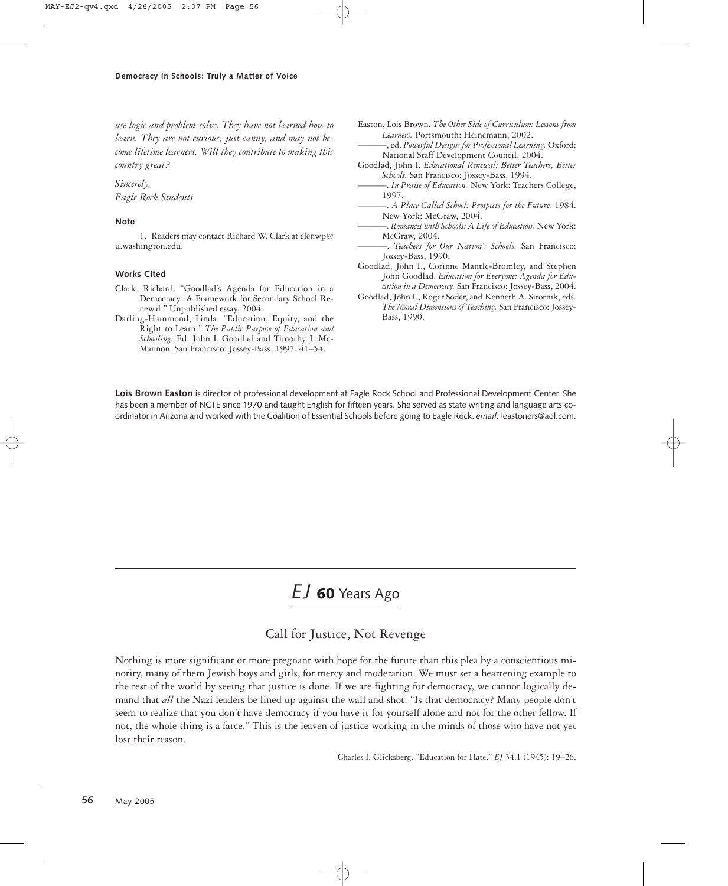*use logic and problem-solve. They have not learned how to learn. They are not curious, just canny, and may not become lifetime learners. Will they contribute to making this country great?*

*Sincerely,*
*Eagle Rock Students*

### Note

1. Readers may contact Richard W. Clark at elenwp@u.washington.edu.

### Works Cited

Clark, Richard. "Goodlad's Agenda for Education in a Democracy: A Framework for Secondary School Renewal." Unpublished essay, 2004.

Darling-Hammond, Linda. "Education, Equity, and the Right to Learn." *The Public Purpose of Education and Schooling.* Ed. John I. Goodlad and Timothy J. McMannon. San Francisco: Jossey-Bass, 1997. 41–54.

Easton, Lois Brown. *The Other Side of Curriculum: Lessons from Learners.* Portsmouth: Heinemann, 2002.

———, ed. *Powerful Designs for Professional Learning.* Oxford: National Staff Development Council, 2004.

Goodlad, John I. *Educational Renewal: Better Teachers, Better Schools.* San Francisco: Jossey-Bass, 1994.

———. *In Praise of Education.* New York: Teachers College, 1997.

———. *A Place Called School: Prospects for the Future.* 1984. New York: McGraw, 2004.

———. *Romances with Schools: A Life of Education.* New York: McGraw, 2004.

———. *Teachers for Our Nation's Schools.* San Francisco: Jossey-Bass, 1990.

Goodlad, John I., Corinne Mantle-Bromley, and Stephen John Goodlad. *Education for Everyone: Agenda for Education in a Democracy.* San Francisco: Jossey-Bass, 2004.

Goodlad, John I., Roger Soder, and Kenneth A. Sirotnik, eds. *The Moral Dimensions of Teaching.* San Francisco: Jossey-Bass, 1990.

**Lois Brown Easton** is director of professional development at Eagle Rock School and Professional Development Center. She has been a member of NCTE since 1970 and taught English for fifteen years. She served as state writing and language arts coordinator in Arizona and worked with the Coalition of Essential Schools before going to Eagle Rock. *email:* leastoners@aol.com.

## *EJ* **60** Years Ago

### Call for Justice, Not Revenge

Nothing is more significant or more pregnant with hope for the future than this plea by a conscientious minority, many of them Jewish boys and girls, for mercy and moderation. We must set a heartening example to the rest of the world by seeing that justice is done. If we are fighting for democracy, we cannot logically demand that *all* the Nazi leaders be lined up against the wall and shot. "Is that democracy? Many people don't seem to realize that you don't have democracy if you have it for yourself alone and not for the other fellow. If not, the whole thing is a farce." This is the leaven of justice working in the minds of those who have not yet lost their reason.

Charles I. Glicksberg. "Education for Hate." *EJ* 34.1 (1945): 19–26.